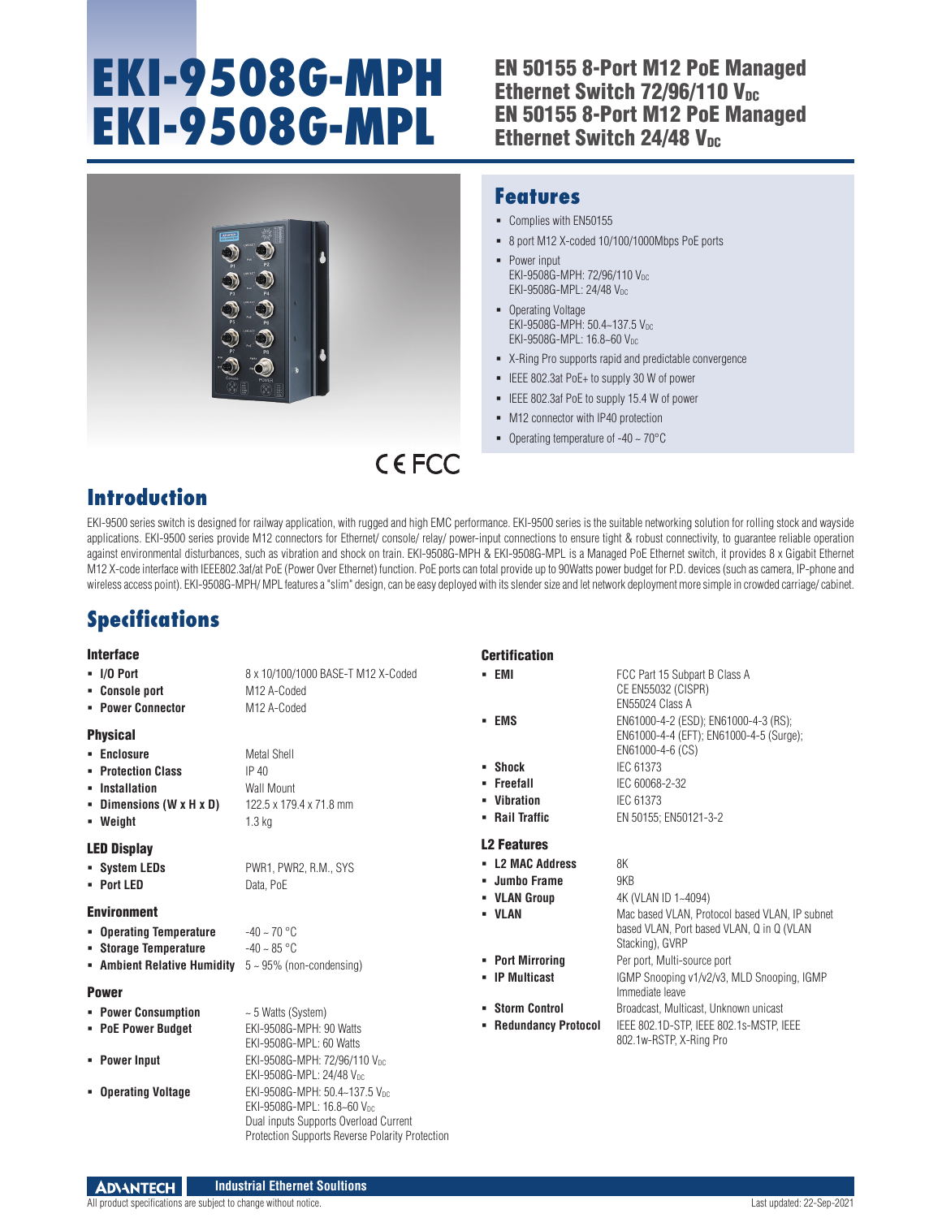# EKI-9508G-MPH EKI-9508G-MPL

## EN 50155 8-Port M12 PoE Managed Ethernet Switch 72/96/110 $V_{DC}$ EN 50155 8-Port M12 PoE Managed Ethernet Switch 24/48 $V_{DC}$

CE FCC

## Features

- Complies with EN50155
- 8 port M12 X-coded 10/100/1000Mbps PoE ports
- Power input
  EKI-9508G-MPH: 72/96/110 $V_{DC}$
  EKI-9508G-MPL: 24/48 $V_{DC}$
- Operating Voltage
  EKI-9508G-MPH: 50.4~137.5 $V_{DC}$
  EKI-9508G-MPL: 16.8~60 $V_{DC}$
- X-Ring Pro supports rapid and predictable convergence
- IEEE 802.3at PoE+ to supply 30 W of power
- IEEE 802.3af PoE to supply 15.4 W of power
- M12 connector with IP40 protection
- Operating temperature of -40 ~ 70°C

## Introduction

EKI-9500 series switch is designed for railway application, with rugged and high EMC performance. EKI-9500 series is the suitable networking solution for rolling stock and wayside applications. EKI-9500 series provide M12 connectors for Ethernet/ console/ relay/ power-input connections to ensure tight & robust connectivity, to guarantee reliable operation against environmental disturbances, such as vibration and shock on train. EKI-9508G-MPH & EKI-9508G-MPL is a Managed PoE Ethernet switch, it provides 8 x Gigabit Ethernet M12 X-code interface with IEEE802.3af/at PoE (Power Over Ethernet) function. PoE ports can total provide up to 90Watts power budget for P.D. devices (such as camera, IP-phone and wireless access point). EKI-9508G-MPH/ MPL features a "slim" design, can be easy deployed with its slender size and let network deployment more simple in crowded carriage/ cabinet.

## Specifications

### Interface

- **I/O Port**: 8 x 10/100/1000 BASE-T M12 X-Coded
- **Console port**: M12 A-Coded
- **Power Connector**: M12 A-Coded

### Physical

- **Enclosure**: Metal Shell
- **Protection Class**: IP 40
- **Installation**: Wall Mount
- **Dimensions (W x H x D)**: 122.5 x 179.4 x 71.8 mm
- **Weight**: 1.3 kg

### LED Display

- **System LEDs**: PWR1, PWR2, R.M., SYS
- **Port LED**: Data, PoE

### Environment

- **Operating Temperature**: -40 ~ 70 °C
- **Storage Temperature**: -40 ~ 85 °C
- **Ambient Relative Humidity**: 5 ~ 95% (non-condensing)

### Power

- **Power Consumption**: ~ 5 Watts (System)
- **PoE Power Budget**: EKI-9508G-MPH: 90 Watts
  EKI-9508G-MPL: 60 Watts
- **Power Input**: EKI-9508G-MPH: 72/96/110 $V_{DC}$
  EKI-9508G-MPL: 24/48 $V_{DC}$
- **Operating Voltage**: EKI-9508G-MPH: 50.4~137.5 $V_{DC}$
  EKI-9508G-MPL: 16.8~60 $V_{DC}$
  Dual inputs Supports Overload Current Protection Supports Reverse Polarity Protection

### Certification

- **EMI**: FCC Part 15 Subpart B Class A
  CE EN55032 (CISPR)
  EN55024 Class A
- **EMS**: EN61000-4-2 (ESD); EN61000-4-3 (RS); EN61000-4-4 (EFT); EN61000-4-5 (Surge); EN61000-4-6 (CS)
- **Shock**: IEC 61373
- **Freefall**: IEC 60068-2-32
- **Vibration**: IEC 61373
- **Rail Traffic**: EN 50155; EN50121-3-2

### L2 Features

- **L2 MAC Address**: 8K
- **Jumbo Frame**: 9KB
- **VLAN Group**: 4K (VLAN ID 1~4094)
- **VLAN**: Mac based VLAN, Protocol based VLAN, IP subnet based VLAN, Port based VLAN, Q in Q (VLAN Stacking), GVRP
- **Port Mirroring**: Per port, Multi-source port
- **IP Multicast**: IGMP Snooping v1/v2/v3, MLD Snooping, IGMP Immediate leave
- **Storm Control**: Broadcast, Multicast, Unknown unicast
- **Redundancy Protocol**: IEEE 802.1D-STP, IEEE 802.1s-MSTP, IEEE 802.1w-RSTP, X-Ring Pro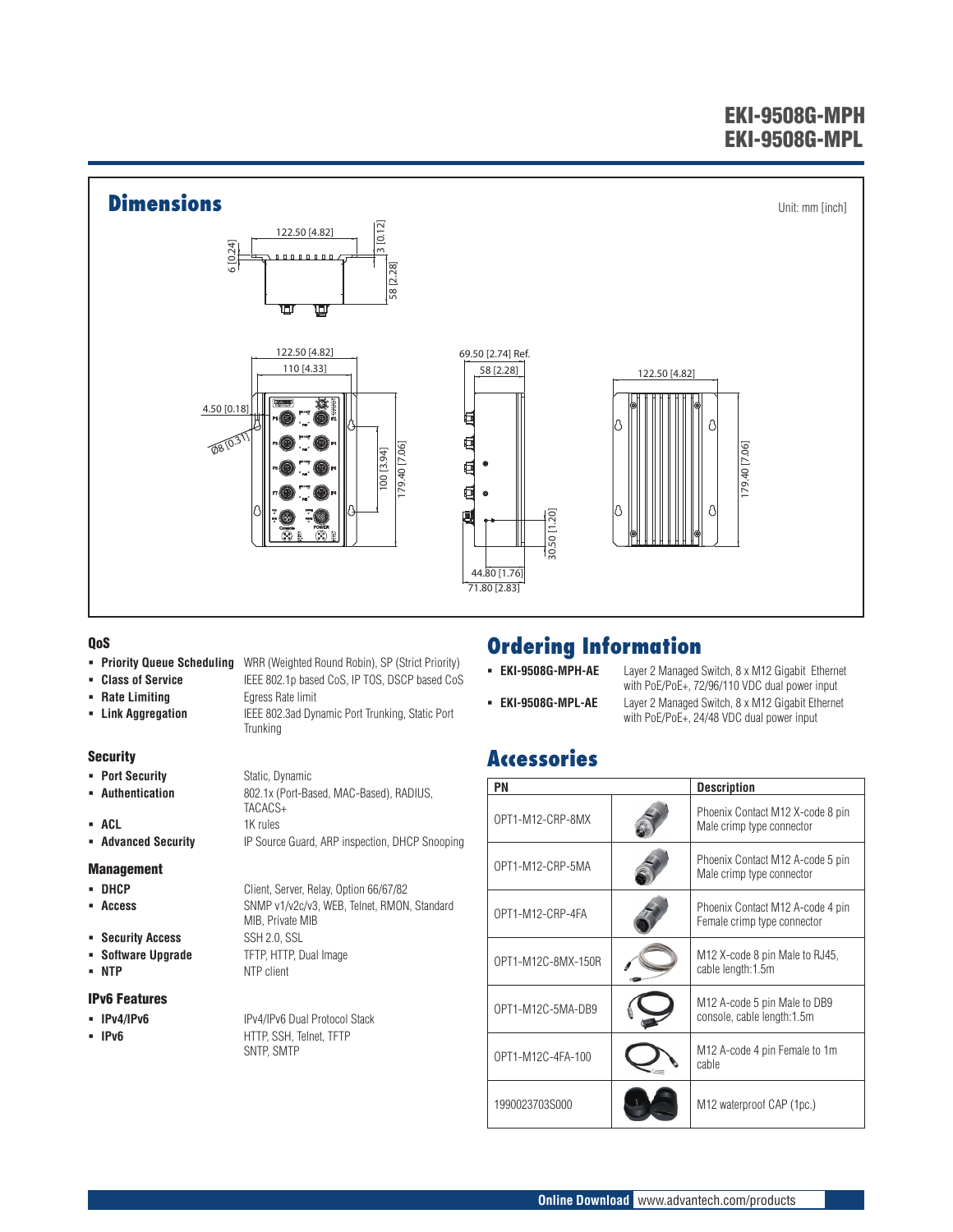# EKI-9508G-MPH
# EKI-9508G-MPL

## Dimensions

Unit: mm [inch]

122.50 [4.82]
6 [0.24]
3 [0.12]
58 [2.28]
122.50 [4.82]
110 [4.33]
4.50 [0.18]
Ø8 [0.31]
100 [3.94]
179.40 [7.06]
69.50 [2.74] Ref.
58 [2.28]
30.50 [1.20]
44.80 [1.76]
71.80 [2.83]
122.50 [4.82]
179.40 [7.06]

### QoS

- **Priority Queue Scheduling** WRR (Weighted Round Robin), SP (Strict Priority)
- **Class of Service** IEEE 802.1p based CoS, IP TOS, DSCP based CoS
- **Rate Limiting** Egress Rate limit
- **Link Aggregation** IEEE 802.3ad Dynamic Port Trunking, Static Port Trunking

### Security

- **Port Security** Static, Dynamic
- **Authentication** 802.1x (Port-Based, MAC-Based), RADIUS, TACACS+
- **ACL** 1K rules
- **Advanced Security** IP Source Guard, ARP inspection, DHCP Snooping

### Management

- **DHCP** Client, Server, Relay, Option 66/67/82
- **Access** SNMP v1/v2c/v3, WEB, Telnet, RMON, Standard MIB, Private MIB
- **Security Access** SSH 2.0, SSL
- **Software Upgrade** TFTP, HTTP, Dual Image
- **NTP** NTP client

### IPv6 Features

- **IPv4/IPv6** IPv4/IPv6 Dual Protocol Stack
- **IPv6** HTTP, SSH, Telnet, TFTP SNTP, SMTP

## Ordering Information

- **EKI-9508G-MPH-AE** Layer 2 Managed Switch, 8 x M12 Gigabit Ethernet with PoE/PoE+, 72/96/110 VDC dual power input
- **EKI-9508G-MPL-AE** Layer 2 Managed Switch, 8 x M12 Gigabit Ethernet with PoE/PoE+, 24/48 VDC dual power input

## Accessories

| PN | | Description |
|---|---|---|
| OPT1-M12-CRP-8MX | | Phoenix Contact M12 X-code 8 pin Male crimp type connector |
| OPT1-M12-CRP-5MA | | Phoenix Contact M12 A-code 5 pin Male crimp type connector |
| OPT1-M12-CRP-4FA | | Phoenix Contact M12 A-code 4 pin Female crimp type connector |
| OPT1-M12C-8MX-150R | | M12 X-code 8 pin Male to RJ45, cable length:1.5m |
| OPT1-M12C-5MA-DB9 | | M12 A-code 5 pin Male to DB9 console, cable length:1.5m |
| OPT1-M12C-4FA-100 | | M12 A-code 4 pin Female to 1m cable |
| 1990023703S000 | | M12 waterproof CAP (1pc.) |